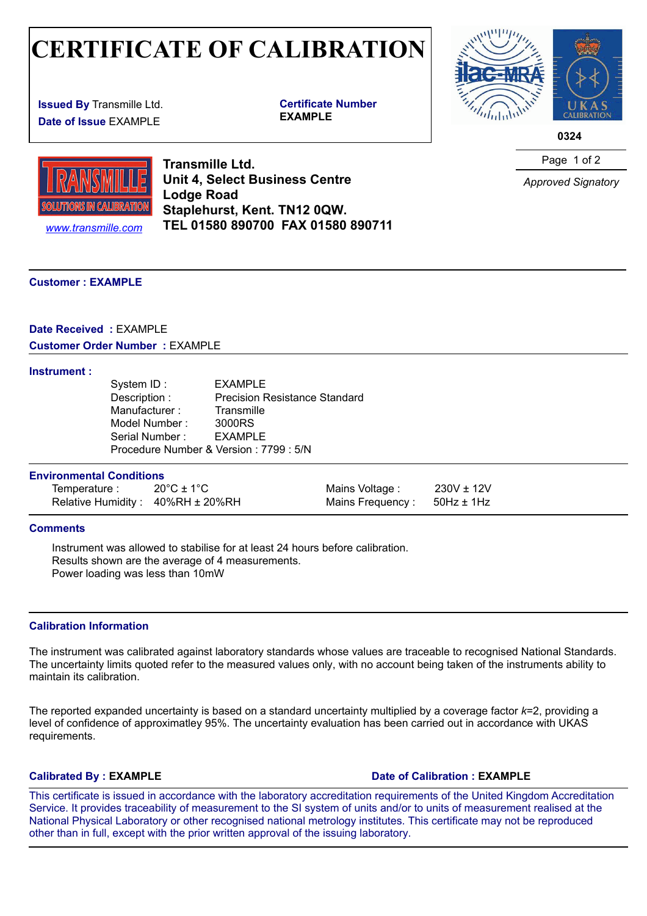# CERTIFICATE OF CALIBRATION

**Issued By** Transmille Ltd.
**Date of Issue** EXAMPLE

**Certificate Number**
**EXAMPLE**

**0324**

*Approved Signatory*

**Transmille Ltd.**
**Unit 4, Select Business Centre**
**Lodge Road**
**Staplehurst, Kent. TN12 0QW.**
**TEL 01580 890700 FAX 01580 890711**

www.transmille.com

**Customer : EXAMPLE**

**Date Received** : EXAMPLE
**Customer Order Number** : EXAMPLE

**Instrument :**

System ID : EXAMPLE
Description : Precision Resistance Standard
Manufacturer : Transmille
Model Number : 3000RS
Serial Number : EXAMPLE
Procedure Number & Version : 7799 : 5/N

**Environmental Conditions**

| | | | |
|---|---|---|---|
| Temperature : | 20°C ± 1°C | Mains Voltage : | 230V ± 12V |
| Relative Humidity : | 40%RH ± 20%RH | Mains Frequency : | 50Hz ± 1Hz |

**Comments**

Instrument was allowed to stabilise for at least 24 hours before calibration.
Results shown are the average of 4 measurements.
Power loading was less than 10mW

**Calibration Information**

The instrument was calibrated against laboratory standards whose values are traceable to recognised National Standards. The uncertainty limits quoted refer to the measured values only, with no account being taken of the instruments ability to maintain its calibration.

The reported expanded uncertainty is based on a standard uncertainty multiplied by a coverage factor $k$=2, providing a level of confidence of approximatley 95%. The uncertainty evaluation has been carried out in accordance with UKAS requirements.

**Calibrated By : EXAMPLE** **Date of Calibration : EXAMPLE**

This certificate is issued in accordance with the laboratory accreditation requirements of the United Kingdom Accreditation Service. It provides traceability of measurement to the SI system of units and/or to units of measurement realised at the National Physical Laboratory or other recognised national metrology institutes. This certificate may not be reproduced other than in full, except with the prior written approval of the issuing laboratory.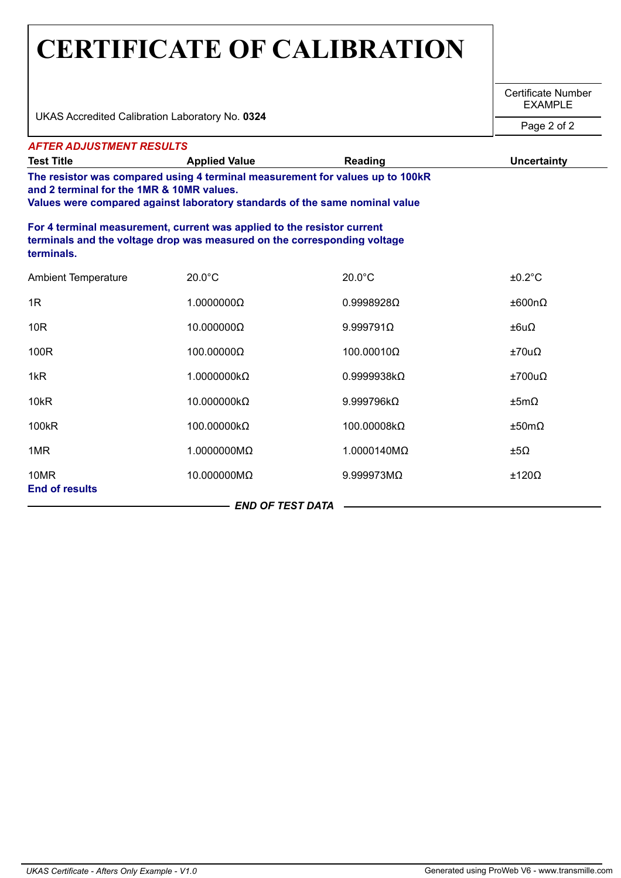# CERTIFICATE OF CALIBRATION

UKAS Accredited Calibration Laboratory No. **0324**

Certificate Number EXAMPLE

***AFTER ADJUSTMENT RESULTS***

| Test Title | Applied Value | Reading | Uncertainty |
|---|---|---|---|
| **The resistor was compared using 4 terminal measurement for values up to 100kR and 2 terminal for the 1MR & 10MR values. Values were compared against laboratory standards of the same nominal value** | | | |
| **For 4 terminal measurement, current was applied to the resistor current terminals and the voltage drop was measured on the corresponding voltage terminals.** | | | |
| Ambient Temperature | 20.0°C | 20.0°C | ±0.2°C |
| 1R | 1.0000000Ω | 0.9998928Ω | ±600nΩ |
| 10R | 10.000000Ω | 9.999791Ω | ±6uΩ |
| 100R | 100.00000Ω | 100.00010Ω | ±70uΩ |
| 1kR | 1.0000000kΩ | 0.9999938kΩ | ±700uΩ |
| 10kR | 10.000000kΩ | 9.999796kΩ | ±5mΩ |
| 100kR | 100.00000kΩ | 100.00008kΩ | ±50mΩ |
| 1MR | 1.0000000MΩ | 1.0000140MΩ | ±5Ω |
| 10MR | 10.000000MΩ | 9.999973MΩ | ±120Ω |

**End of results**

***END OF TEST DATA***

*UKAS Certificate - Afters Only Example - V1.0*

Generated using ProWeb V6 - www.transmille.com